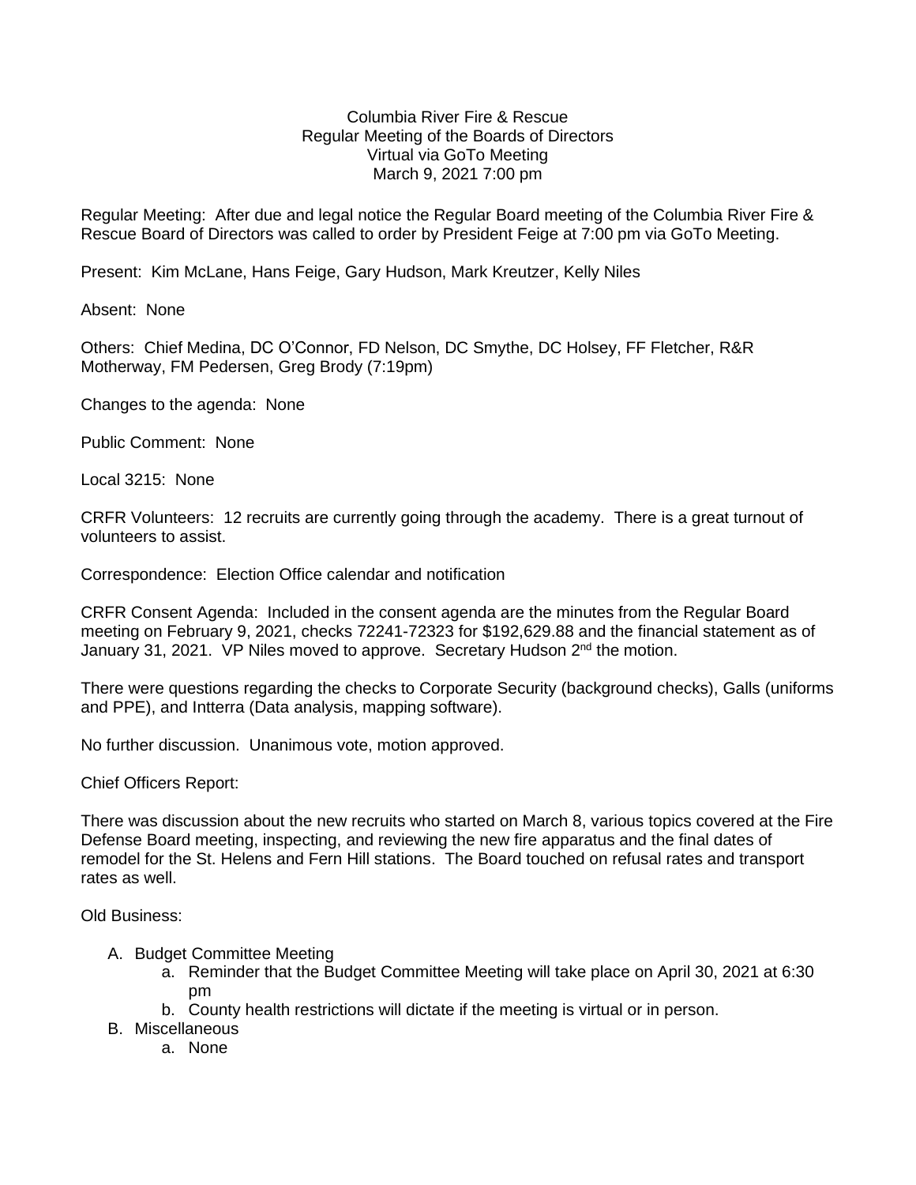Columbia River Fire & Rescue
Regular Meeting of the Boards of Directors
Virtual via GoTo Meeting
March 9, 2021 7:00 pm

Regular Meeting: After due and legal notice the Regular Board meeting of the Columbia River Fire & Rescue Board of Directors was called to order by President Feige at 7:00 pm via GoTo Meeting.

Present: Kim McLane, Hans Feige, Gary Hudson, Mark Kreutzer, Kelly Niles

Absent: None

Others: Chief Medina, DC O'Connor, FD Nelson, DC Smythe, DC Holsey, FF Fletcher, R&R Motherway, FM Pedersen, Greg Brody (7:19pm)

Changes to the agenda: None

Public Comment: None

Local 3215: None

CRFR Volunteers: 12 recruits are currently going through the academy. There is a great turnout of volunteers to assist.

Correspondence: Election Office calendar and notification

CRFR Consent Agenda: Included in the consent agenda are the minutes from the Regular Board meeting on February 9, 2021, checks 72241-72323 for $192,629.88 and the financial statement as of January 31, 2021. VP Niles moved to approve. Secretary Hudson 2nd the motion.

There were questions regarding the checks to Corporate Security (background checks), Galls (uniforms and PPE), and Intterra (Data analysis, mapping software).

No further discussion. Unanimous vote, motion approved.

Chief Officers Report:

There was discussion about the new recruits who started on March 8, various topics covered at the Fire Defense Board meeting, inspecting, and reviewing the new fire apparatus and the final dates of remodel for the St. Helens and Fern Hill stations. The Board touched on refusal rates and transport rates as well.

Old Business:

A. Budget Committee Meeting
    a. Reminder that the Budget Committee Meeting will take place on April 30, 2021 at 6:30 pm
    b. County health restrictions will dictate if the meeting is virtual or in person.
B. Miscellaneous
    a. None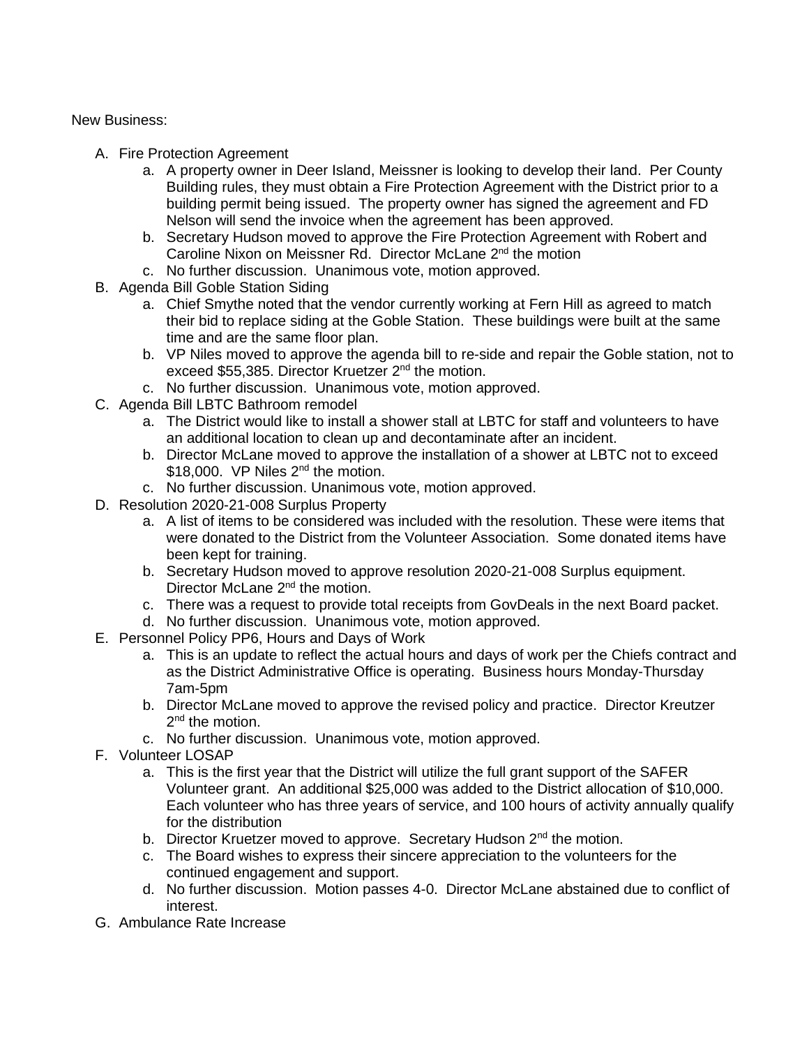New Business:

A. Fire Protection Agreement
    a. A property owner in Deer Island, Meissner is looking to develop their land. Per County Building rules, they must obtain a Fire Protection Agreement with the District prior to a building permit being issued. The property owner has signed the agreement and FD Nelson will send the invoice when the agreement has been approved.
    b. Secretary Hudson moved to approve the Fire Protection Agreement with Robert and Caroline Nixon on Meissner Rd. Director McLane 2nd the motion
    c. No further discussion. Unanimous vote, motion approved.
B. Agenda Bill Goble Station Siding
    a. Chief Smythe noted that the vendor currently working at Fern Hill as agreed to match their bid to replace siding at the Goble Station. These buildings were built at the same time and are the same floor plan.
    b. VP Niles moved to approve the agenda bill to re-side and repair the Goble station, not to exceed $55,385. Director Kruetzer 2nd the motion.
    c. No further discussion. Unanimous vote, motion approved.
C. Agenda Bill LBTC Bathroom remodel
    a. The District would like to install a shower stall at LBTC for staff and volunteers to have an additional location to clean up and decontaminate after an incident.
    b. Director McLane moved to approve the installation of a shower at LBTC not to exceed $18,000. VP Niles 2nd the motion.
    c. No further discussion. Unanimous vote, motion approved.
D. Resolution 2020-21-008 Surplus Property
    a. A list of items to be considered was included with the resolution. These were items that were donated to the District from the Volunteer Association. Some donated items have been kept for training.
    b. Secretary Hudson moved to approve resolution 2020-21-008 Surplus equipment. Director McLane 2nd the motion.
    c. There was a request to provide total receipts from GovDeals in the next Board packet.
    d. No further discussion. Unanimous vote, motion approved.
E. Personnel Policy PP6, Hours and Days of Work
    a. This is an update to reflect the actual hours and days of work per the Chiefs contract and as the District Administrative Office is operating. Business hours Monday-Thursday 7am-5pm
    b. Director McLane moved to approve the revised policy and practice. Director Kreutzer 2nd the motion.
    c. No further discussion. Unanimous vote, motion approved.
F. Volunteer LOSAP
    a. This is the first year that the District will utilize the full grant support of the SAFER Volunteer grant. An additional $25,000 was added to the District allocation of $10,000. Each volunteer who has three years of service, and 100 hours of activity annually qualify for the distribution
    b. Director Kruetzer moved to approve. Secretary Hudson 2nd the motion.
    c. The Board wishes to express their sincere appreciation to the volunteers for the continued engagement and support.
    d. No further discussion. Motion passes 4-0. Director McLane abstained due to conflict of interest.
G. Ambulance Rate Increase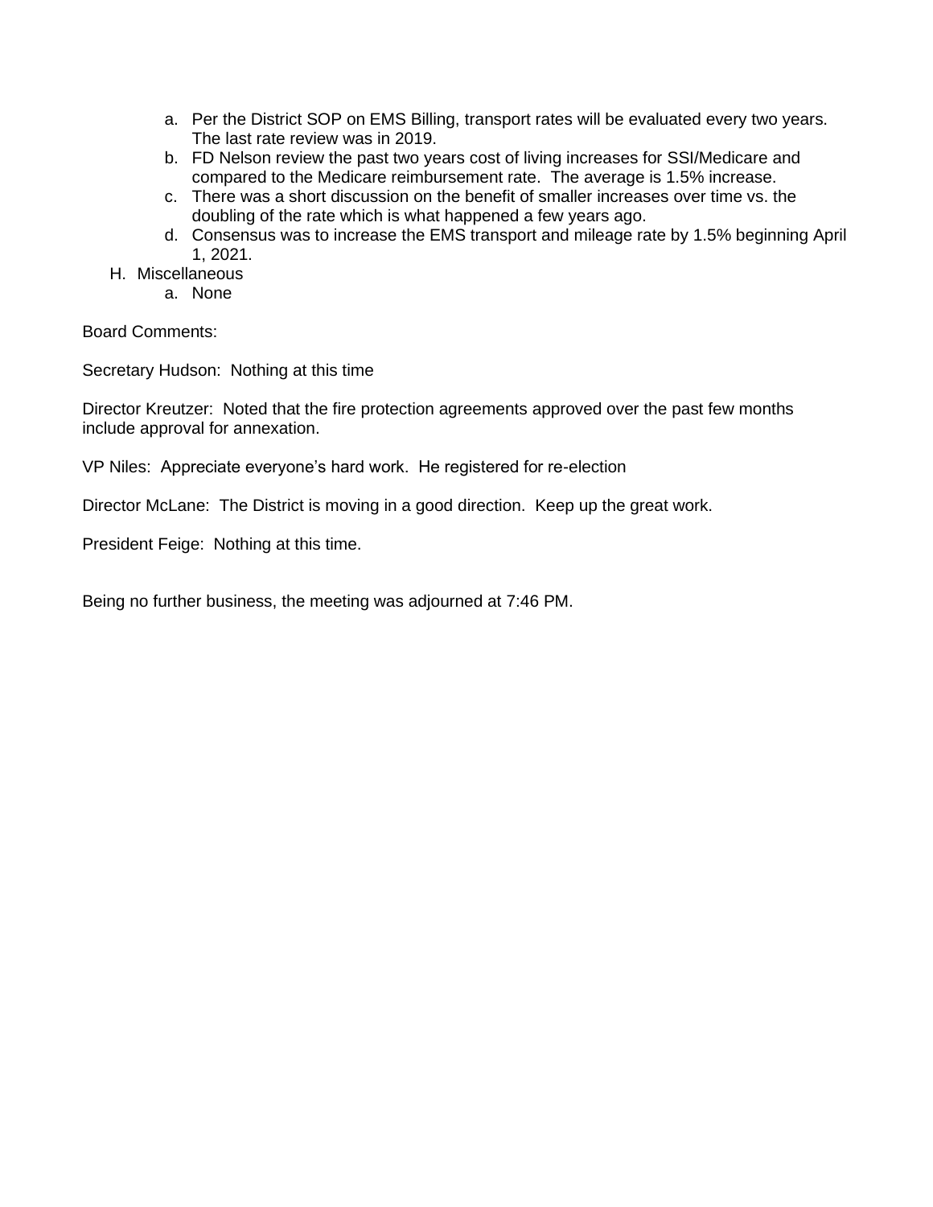a. Per the District SOP on EMS Billing, transport rates will be evaluated every two years. The last rate review was in 2019.
   b. FD Nelson review the past two years cost of living increases for SSI/Medicare and compared to the Medicare reimbursement rate. The average is 1.5% increase.
   c. There was a short discussion on the benefit of smaller increases over time vs. the doubling of the rate which is what happened a few years ago.
   d. Consensus was to increase the EMS transport and mileage rate by 1.5% beginning April 1, 2021.

H. Miscellaneous
   a. None

Board Comments:

Secretary Hudson: Nothing at this time

Director Kreutzer: Noted that the fire protection agreements approved over the past few months include approval for annexation.

VP Niles: Appreciate everyone's hard work. He registered for re-election

Director McLane: The District is moving in a good direction. Keep up the great work.

President Feige: Nothing at this time.

Being no further business, the meeting was adjourned at 7:46 PM.